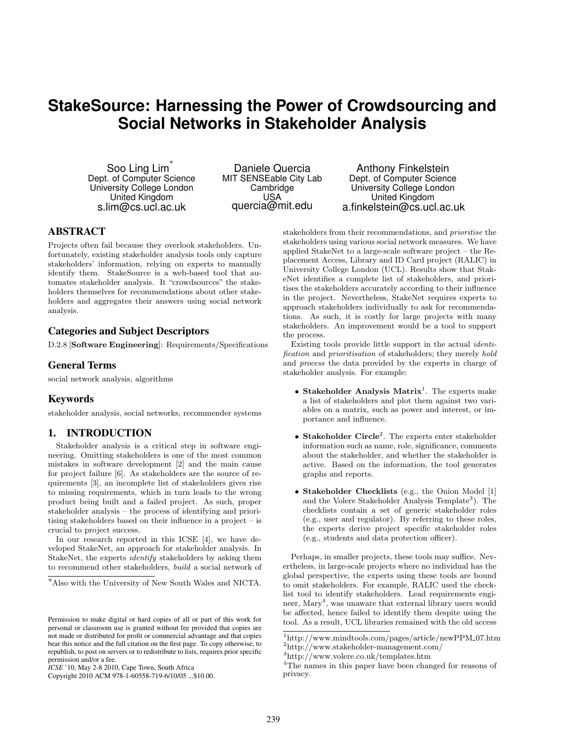// The visible page header is (a) the journal/conference metadata... wait—careful: the paper's title and author block are document content, not running headers, so they stay.
# StakeSource: Harnessing the Power of Crowdsourcing and Social Networks in Stakeholder Analysis

Soo Ling Lim[*]
Dept. of Computer Science
University College London
United Kingdom
s.lim@cs.ucl.ac.uk

Daniele Quercia
MIT SENSEable City Lab
Cambridge
USA
quercia@mit.edu

Anthony Finkelstein
Dept. of Computer Science
University College London
United Kingdom
a.finkelstein@cs.ucl.ac.uk

## ABSTRACT

Projects often fail because they overlook stakeholders. Unfortunately, existing stakeholder analysis tools only capture stakeholders' information, relying on experts to manually identify them. StakeSource is a web-based tool that automates stakeholder analysis. It "crowdsources" the stakeholders themselves for recommendations about other stakeholders and aggregates their answers using social network analysis.

### Categories and Subject Descriptors

D.2.8 [**Software Engineering**]: Requirements/Specifications

### General Terms

social network analysis, algorithms

### Keywords

stakeholder analysis, social networks, recommender systems

## 1. INTRODUCTION

Stakeholder analysis is a critical step in software engineering. Omitting stakeholders is one of the most common mistakes in software development [2] and the main cause for project failure [6]. As stakeholders are the source of requirements [3], an incomplete list of stakeholders gives rise to missing requirements, which in turn leads to the wrong product being built and a failed project. As such, proper stakeholder analysis – the process of identifying and prioritising stakeholders based on their influence in a project – is crucial to project success.

In our research reported in this ICSE [4], we have developed StakeNet, an approach for stakeholder analysis. In StakeNet, the experts *identify* stakeholders by asking them to recommend other stakeholders, *build* a social network of stakeholders from their recommendations, and *prioritise* the stakeholders using various social network measures. We have applied StakeNet to a large-scale software project – the Replacement Access, Library and ID Card project (RALIC) in University College London (UCL). Results show that StakeNet identifies a complete list of stakeholders, and prioritises the stakeholders accurately according to their influence in the project. Nevertheless, StakeNet requires experts to approach stakeholders individually to ask for recommendations. As such, it is costly for large projects with many stakeholders. An improvement would be a tool to support the process.

Existing tools provide little support in the actual *identification* and *prioritisation* of stakeholders; they merely *hold* and *process* the data provided by the experts in charge of stakeholder analysis. For example:

- **Stakeholder Analysis Matrix**[1]. The experts make a list of stakeholders and plot them against two variables on a matrix, such as power and interest, or importance and influence.
- **Stakeholder Circle**[2]. The experts enter stakeholder information such as name, role, significance, comments about the stakeholder, and whether the stakeholder is active. Based on the information, the tool generates graphs and reports.
- **Stakeholder Checklists** (e.g., the Onion Model [1] and the Volere Stakeholder Analysis Template[3]). The checklists contain a set of generic stakeholder roles (e.g., user and regulator). By referring to these roles, the experts derive project specific stakeholder roles (e.g., students and data protection officer).

Perhaps, in smaller projects, these tools may suffice. Nevertheless, in large-scale projects where no individual has the global perspective, the experts using these tools are bound to omit stakeholders. For example, RALIC used the checklist tool to identify stakeholders. Lead requirements engineer, Mary[4], was unaware that external library users would be affected, hence failed to identify them despite using the tool. As a result, UCL libraries remained with the old access

[*]Also with the University of New South Wales and NICTA.

Permission to make digital or hard copies of all or part of this work for personal or classroom use is granted without fee provided that copies are not made or distributed for profit or commercial advantage and that copies bear this notice and the full citation on the first page. To copy otherwise, to republish, to post on servers or to redistribute to lists, requires prior specific permission and/or a fee.
*ICSE* '10, May 2-8 2010, Cape Town, South Africa
Copyright 2010 ACM 978-1-60558-719-6/10/05 ...$10.00.

[1]http://www.mindtools.com/pages/article/newPPM_07.htm
[2]http://www.stakeholder-management.com/
[3]http://www.volere.co.uk/templates.htm
[4]The names in this paper have been changed for reasons of privacy.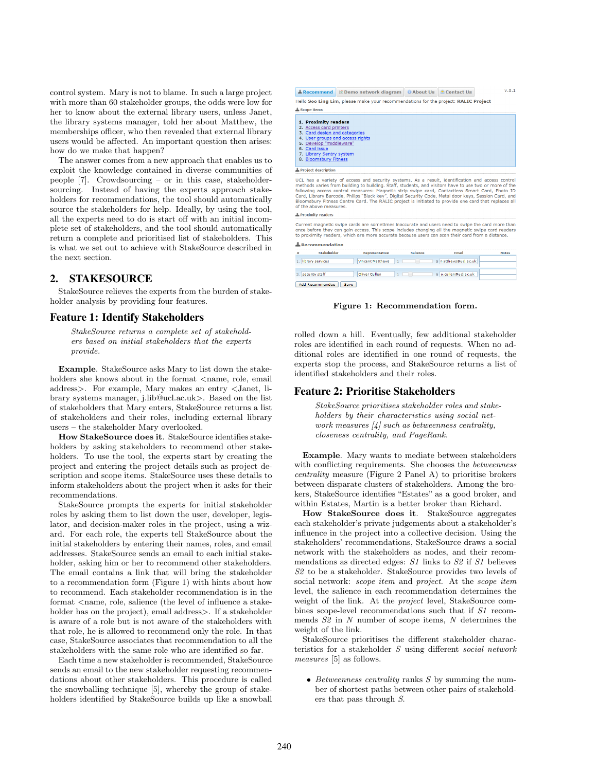control system. Mary is not to blame. In such a large project with more than 60 stakeholder groups, the odds were low for her to know about the external library users, unless Janet, the library systems manager, told her about Matthew, the memberships officer, who then revealed that external library users would be affected. An important question then arises: how do we make that happen?

The answer comes from a new approach that enables us to exploit the knowledge contained in diverse communities of people [7]. Crowdsourcing – or in this case, stakeholder-sourcing. Instead of having the experts approach stakeholders for recommendations, the tool should automatically source the stakeholders for help. Ideally, by using the tool, all the experts need to do is start off with an initial incomplete set of stakeholders, and the tool should automatically return a complete and prioritised list of stakeholders. This is what we set out to achieve with StakeSource described in the next section.

## 2. STAKESOURCE

StakeSource relieves the experts from the burden of stakeholder analysis by providing four features.

### Feature 1: Identify Stakeholders

*StakeSource returns a complete set of stakeholders based on initial stakeholders that the experts provide.*

**Example**. StakeSource asks Mary to list down the stakeholders she knows about in the format <name, role, email address>. For example, Mary makes an entry <Janet, library systems manager, j.lib@ucl.ac.uk>. Based on the list of stakeholders that Mary enters, StakeSource returns a list of stakeholders and their roles, including external library users – the stakeholder Mary overlooked.

**How StakeSource does it**. StakeSource identifies stakeholders by asking stakeholders to recommend other stakeholders. To use the tool, the experts start by creating the project and entering the project details such as project description and scope items. StakeSource uses these details to inform stakeholders about the project when it asks for their recommendations.

StakeSource prompts the experts for initial stakeholder roles by asking them to list down the user, developer, legislator, and decision-maker roles in the project, using a wizard. For each role, the experts tell StakeSource about the initial stakeholders by entering their names, roles, and email addresses. StakeSource sends an email to each initial stakeholder, asking him or her to recommend other stakeholders. The email contains a link that will bring the stakeholder to a recommendation form (Figure 1) with hints about how to recommend. Each stakeholder recommendation is in the format <name, role, salience (the level of influence a stakeholder has on the project), email address>. If a stakeholder is aware of a role but is not aware of the stakeholders with that role, he is allowed to recommend only the role. In that case, StakeSource associates that recommendation to all the stakeholders with the same role who are identified so far.

Each time a new stakeholder is recommended, StakeSource sends an email to the new stakeholder requesting recommendations about other stakeholders. This procedure is called the snowballing technique [5], whereby the group of stakeholders identified by StakeSource builds up like a snowball rolled down a hill. Eventually, few additional stakeholder roles are identified in each round of requests. When no additional roles are identified in one round of requests, the experts stop the process, and StakeSource returns a list of identified stakeholders and their roles.

Recommend | Demo network diagram | About Us | Contact Us

v.0.1

Hello Soo Ling Lim, please make your recommendations for the project: RALIC Project

Scope items

1. Proximity readers
2. Access card printers
3. Card design and categories
4. User groups and access rights
5. Develop "middleware"
6. Card issue
7. Library Sentry system
8. Bloomsbury Fitness

Project description

UCL has a variety of access and security systems. As a result, identification and access control methods varies from building to building. Staff, students, and visitors have to use two or more of the following access control measures: Magnetic strip swipe card, Contactless Smart Card, Photo ID Card, Library Barcode, Philips "Black key", Digital Security Code, Metal door keys, Session Card, and Bloomsbury Fitness Centre Card. The RALIC project is initiated to provide one card that replaces all of the above measures.

Proximity readers

Current magnetic swipe cards are sometimes inaccurate and users need to swipe the card more than once before they can gain access. This scope includes changing all the magnetic swipe card readers to proximity readers, which are more accurate because users can scan their card from a distance.

Recommendation

| # | Stakeholder | Representative | Salience | Email | Notes |
|---|---|---|---|---|---|
| 1. | library services | Vincent Matthews | 1 5 | matthews@ucl.ac.uk | |
| 2. | security staff | Oliver Cullen | 1 5 | o.cullen@ucl.ac.uk | |

Add Recommendee | Save

Figure 1: Recommendation form.

### Feature 2: Prioritise Stakeholders

*StakeSource prioritises stakeholder roles and stakeholders by their characteristics using social network measures [4] such as betweenness centrality, closeness centrality, and PageRank.*

**Example**. Mary wants to mediate between stakeholders with conflicting requirements. She chooses the *betweenness centrality* measure (Figure 2 Panel A) to prioritise brokers between disparate clusters of stakeholders. Among the brokers, StakeSource identifies "Estates" as a good broker, and within Estates, Martin is a better broker than Richard.

**How StakeSource does it**. StakeSource aggregates each stakeholder's private judgements about a stakeholder's influence in the project into a collective decision. Using the stakeholders' recommendations, StakeSource draws a social network with the stakeholders as nodes, and their recommendations as directed edges: *S1* links to *S2* if *S1* believes *S2* to be a stakeholder. StakeSource provides two levels of social network: *scope item* and *project*. At the *scope item* level, the salience in each recommendation determines the weight of the link. At the *project* level, StakeSource combines scope-level recommendations such that if *S1* recommends *S2* in $N$ number of scope items, $N$ determines the weight of the link.

StakeSource prioritises the different stakeholder characteristics for a stakeholder $S$ using different *social network measures* [5] as follows.

- *Betweenness centrality* ranks $S$ by summing the number of shortest paths between other pairs of stakeholders that pass through $S$.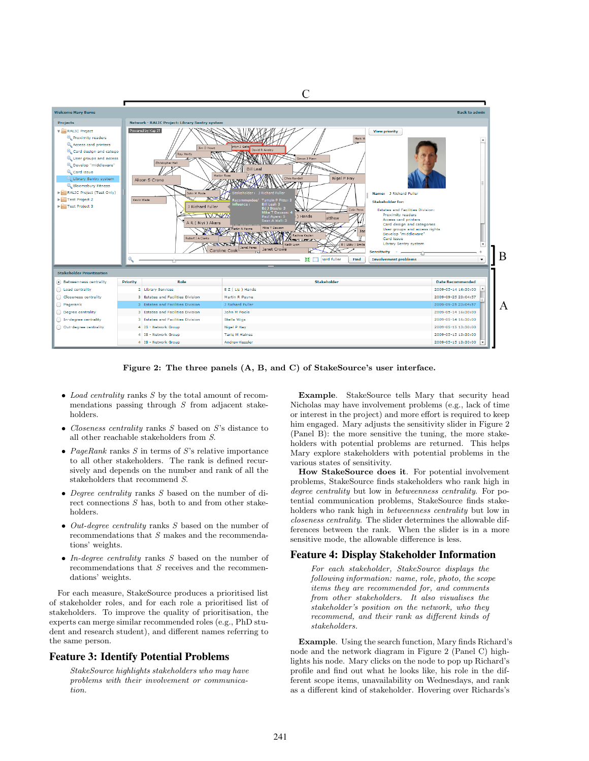Figure 2: The three panels (A, B, and C) of StakeSource's user interface.

- *Load centrality* ranks $S$ by the total amount of recommendations passing through $S$ from adjacent stakeholders.
- *Closeness centrality* ranks $S$ based on $S$'s distance to all other reachable stakeholders from $S$.
- *PageRank* ranks $S$ in terms of $S$'s relative importance to all other stakeholders. The rank is defined recursively and depends on the number and rank of all the stakeholders that recommend $S$.
- *Degree centrality* ranks $S$ based on the number of direct connections $S$ has, both to and from other stakeholders.
- *Out-degree centrality* ranks $S$ based on the number of recommendations that $S$ makes and the recommendations' weights.
- *In-degree centrality* ranks $S$ based on the number of recommendations that $S$ receives and the recommendations' weights.

For each measure, StakeSource produces a prioritised list of stakeholder roles, and for each role a prioritised list of stakeholders. To improve the quality of prioritisation, the experts can merge similar recommended roles (e.g., PhD student and research student), and different names referring to the same person.

## Feature 3: Identify Potential Problems

*StakeSource highlights stakeholders who may have problems with their involvement or communication.*

**Example**. StakeSource tells Mary that security head Nicholas may have involvement problems (e.g., lack of time or interest in the project) and more effort is required to keep him engaged. Mary adjusts the sensitivity slider in Figure 2 (Panel B): the more sensitive the tuning, the more stakeholders with potential problems are returned. This helps Mary explore stakeholders with potential problems in the various states of sensitivity.

**How StakeSource does it**. For potential involvement problems, StakeSource finds stakeholders who rank high in *degree centrality* but low in *betweenness centrality*. For potential communication problems, StakeSource finds stakeholders who rank high in *betweenness centrality* but low in *closeness centrality*. The slider determines the allowable differences between the rank. When the slider is in a more sensitive mode, the allowable difference is less.

## Feature 4: Display Stakeholder Information

*For each stakeholder, StakeSource displays the following information: name, role, photo, the scope items they are recommended for, and comments from other stakeholders. It also visualises the stakeholder's position on the network, who they recommend, and their rank as different kinds of stakeholders.*

**Example**. Using the search function, Mary finds Richard's node and the network diagram in Figure 2 (Panel C) highlights his node. Mary clicks on the node to pop up Richard's profile and find out what he looks like, his role in the different scope items, unavailability on Wednesdays, and rank as a different kind of stakeholder. Hovering over Richards's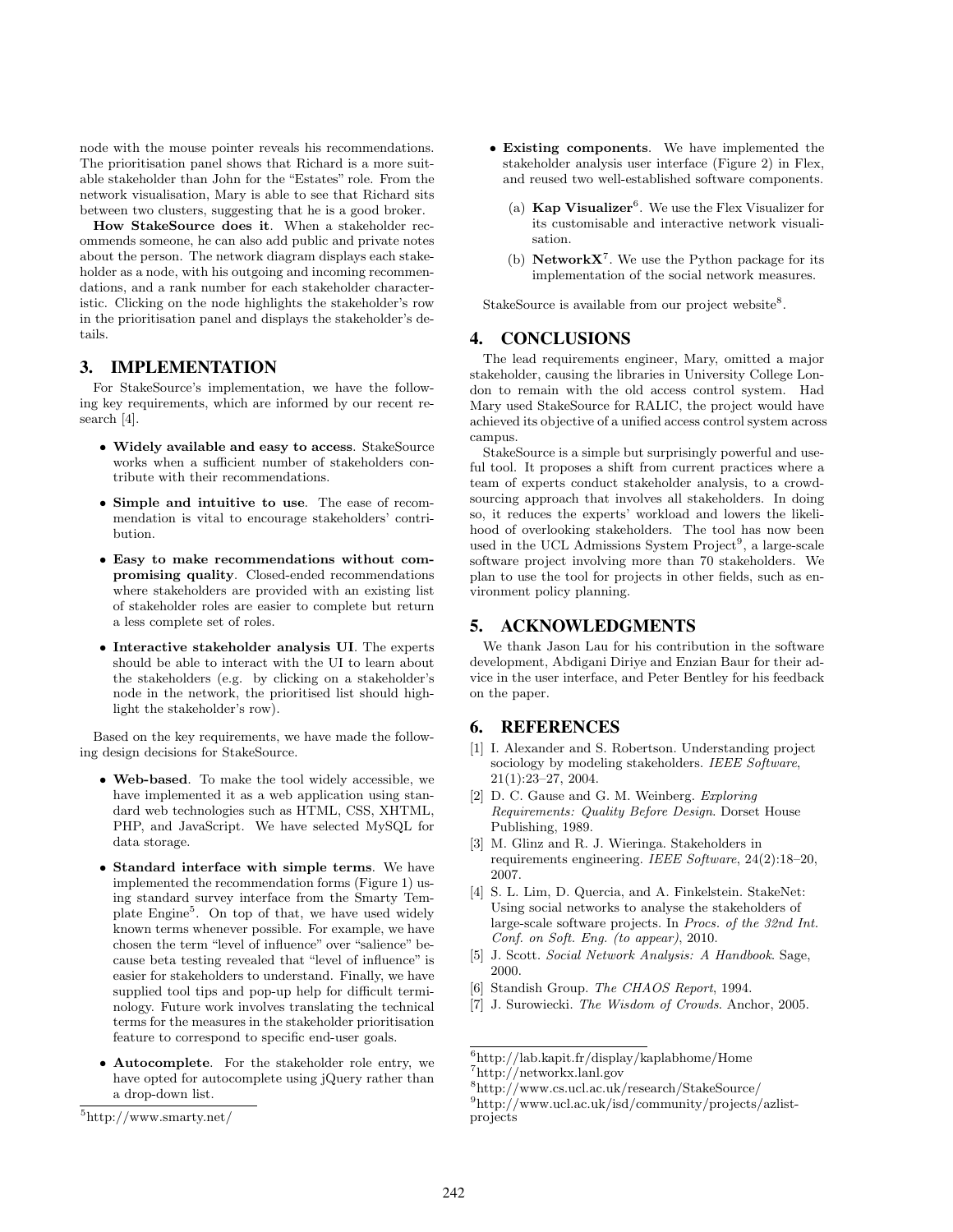node with the mouse pointer reveals his recommendations. The prioritisation panel shows that Richard is a more suitable stakeholder than John for the "Estates" role. From the network visualisation, Mary is able to see that Richard sits between two clusters, suggesting that he is a good broker.

**How StakeSource does it**. When a stakeholder recommends someone, he can also add public and private notes about the person. The network diagram displays each stakeholder as a node, with his outgoing and incoming recommendations, and a rank number for each stakeholder characteristic. Clicking on the node highlights the stakeholder's row in the prioritisation panel and displays the stakeholder's details.

## 3. IMPLEMENTATION

For StakeSource's implementation, we have the following key requirements, which are informed by our recent research [4].

- **Widely available and easy to access**. StakeSource works when a sufficient number of stakeholders contribute with their recommendations.
- **Simple and intuitive to use**. The ease of recommendation is vital to encourage stakeholders' contribution.
- **Easy to make recommendations without compromising quality**. Closed-ended recommendations where stakeholders are provided with an existing list of stakeholder roles are easier to complete but return a less complete set of roles.
- **Interactive stakeholder analysis UI**. The experts should be able to interact with the UI to learn about the stakeholders (e.g. by clicking on a stakeholder's node in the network, the prioritised list should highlight the stakeholder's row).

Based on the key requirements, we have made the following design decisions for StakeSource.

- **Web-based**. To make the tool widely accessible, we have implemented it as a web application using standard web technologies such as HTML, CSS, XHTML, PHP, and JavaScript. We have selected MySQL for data storage.
- **Standard interface with simple terms**. We have implemented the recommendation forms (Figure 1) using standard survey interface from the Smarty Template Engine[5]. On top of that, we have used widely known terms whenever possible. For example, we have chosen the term "level of influence" over "salience" because beta testing revealed that "level of influence" is easier for stakeholders to understand. Finally, we have supplied tool tips and pop-up help for difficult terminology. Future work involves translating the technical terms for the measures in the stakeholder prioritisation feature to correspond to specific end-user goals.
- **Autocomplete**. For the stakeholder role entry, we have opted for autocomplete using jQuery rather than a drop-down list.
- **Existing components**. We have implemented the stakeholder analysis user interface (Figure 2) in Flex, and reused two well-established software components.
  - (a) **Kap Visualizer**[6]. We use the Flex Visualizer for its customisable and interactive network visualisation.
  - (b) **NetworkX**[7]. We use the Python package for its implementation of the social network measures.

StakeSource is available from our project website[8].

## 4. CONCLUSIONS

The lead requirements engineer, Mary, omitted a major stakeholder, causing the libraries in University College London to remain with the old access control system. Had Mary used StakeSource for RALIC, the project would have achieved its objective of a unified access control system across campus.

StakeSource is a simple but surprisingly powerful and useful tool. It proposes a shift from current practices where a team of experts conduct stakeholder analysis, to a crowdsourcing approach that involves all stakeholders. In doing so, it reduces the experts' workload and lowers the likelihood of overlooking stakeholders. The tool has now been used in the UCL Admissions System Project[9], a large-scale software project involving more than 70 stakeholders. We plan to use the tool for projects in other fields, such as environment policy planning.

## 5. ACKNOWLEDGMENTS

We thank Jason Lau for his contribution in the software development, Abdigani Diriye and Enzian Baur for their advice in the user interface, and Peter Bentley for his feedback on the paper.

## 6. REFERENCES

[1] I. Alexander and S. Robertson. Understanding project sociology by modeling stakeholders. *IEEE Software*, 21(1):23–27, 2004.

[2] D. C. Gause and G. M. Weinberg. *Exploring Requirements: Quality Before Design*. Dorset House Publishing, 1989.

[3] M. Glinz and R. J. Wieringa. Stakeholders in requirements engineering. *IEEE Software*, 24(2):18–20, 2007.

[4] S. L. Lim, D. Quercia, and A. Finkelstein. StakeNet: Using social networks to analyse the stakeholders of large-scale software projects. In *Procs. of the 32nd Int. Conf. on Soft. Eng. (to appear)*, 2010.

[5] J. Scott. *Social Network Analysis: A Handbook*. Sage, 2000.

[6] Standish Group. *The CHAOS Report*, 1994.

[7] J. Surowiecki. *The Wisdom of Crowds*. Anchor, 2005.

---

[5] http://www.smarty.net/

[6] http://lab.kapit.fr/display/kaplabhome/Home

[7] http://networkx.lanl.gov

[8] http://www.cs.ucl.ac.uk/research/StakeSource/

[9] http://www.ucl.ac.uk/isd/community/projects/azlist-projects